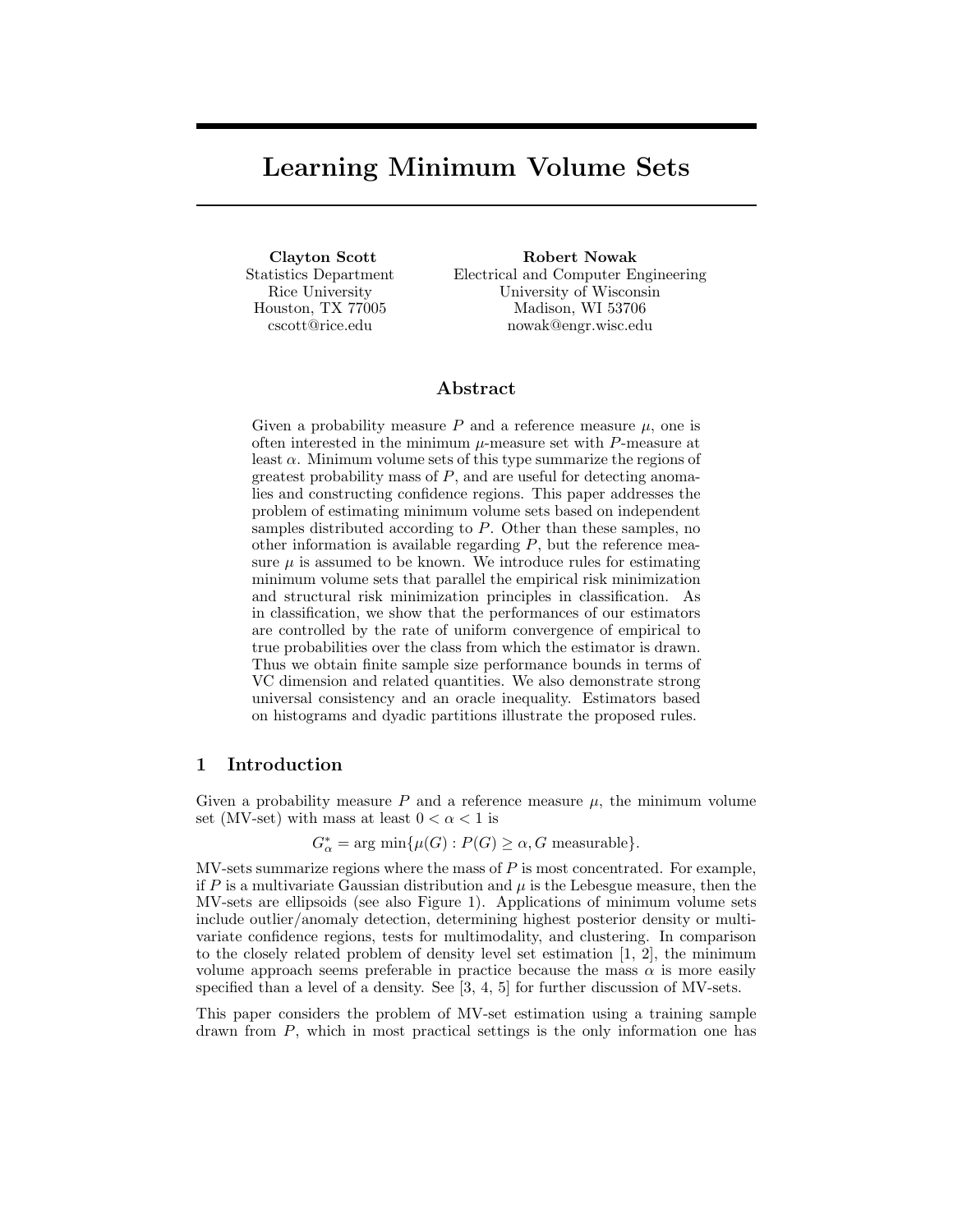# Learning Minimum Volume Sets

**Clayton Scott**
Statistics Department
Rice University
Houston, TX 77005
cscott@rice.edu

**Robert Nowak**
Electrical and Computer Engineering
University of Wisconsin
Madison, WI 53706
nowak@engr.wisc.edu

## Abstract

Given a probability measure $P$ and a reference measure $\mu$, one is often interested in the minimum $\mu$-measure set with $P$-measure at least $\alpha$. Minimum volume sets of this type summarize the regions of greatest probability mass of $P$, and are useful for detecting anomalies and constructing confidence regions. This paper addresses the problem of estimating minimum volume sets based on independent samples distributed according to $P$. Other than these samples, no other information is available regarding $P$, but the reference measure $\mu$ is assumed to be known. We introduce rules for estimating minimum volume sets that parallel the empirical risk minimization and structural risk minimization principles in classification. As in classification, we show that the performances of our estimators are controlled by the rate of uniform convergence of empirical to true probabilities over the class from which the estimator is drawn. Thus we obtain finite sample size performance bounds in terms of VC dimension and related quantities. We also demonstrate strong universal consistency and an oracle inequality. Estimators based on histograms and dyadic partitions illustrate the proposed rules.

## 1 Introduction

Given a probability measure $P$ and a reference measure $\mu$, the minimum volume set (MV-set) with mass at least $0 < \alpha < 1$ is

$$G_\alpha^* = \arg\min\{\mu(G) : P(G) \geq \alpha, G \text{ measurable}\}.$$

MV-sets summarize regions where the mass of $P$ is most concentrated. For example, if $P$ is a multivariate Gaussian distribution and $\mu$ is the Lebesgue measure, then the MV-sets are ellipsoids (see also Figure 1). Applications of minimum volume sets include outlier/anomaly detection, determining highest posterior density or multivariate confidence regions, tests for multimodality, and clustering. In comparison to the closely related problem of density level set estimation [1, 2], the minimum volume approach seems preferable in practice because the mass $\alpha$ is more easily specified than a level of a density. See [3, 4, 5] for further discussion of MV-sets.

This paper considers the problem of MV-set estimation using a training sample drawn from $P$, which in most practical settings is the only information one has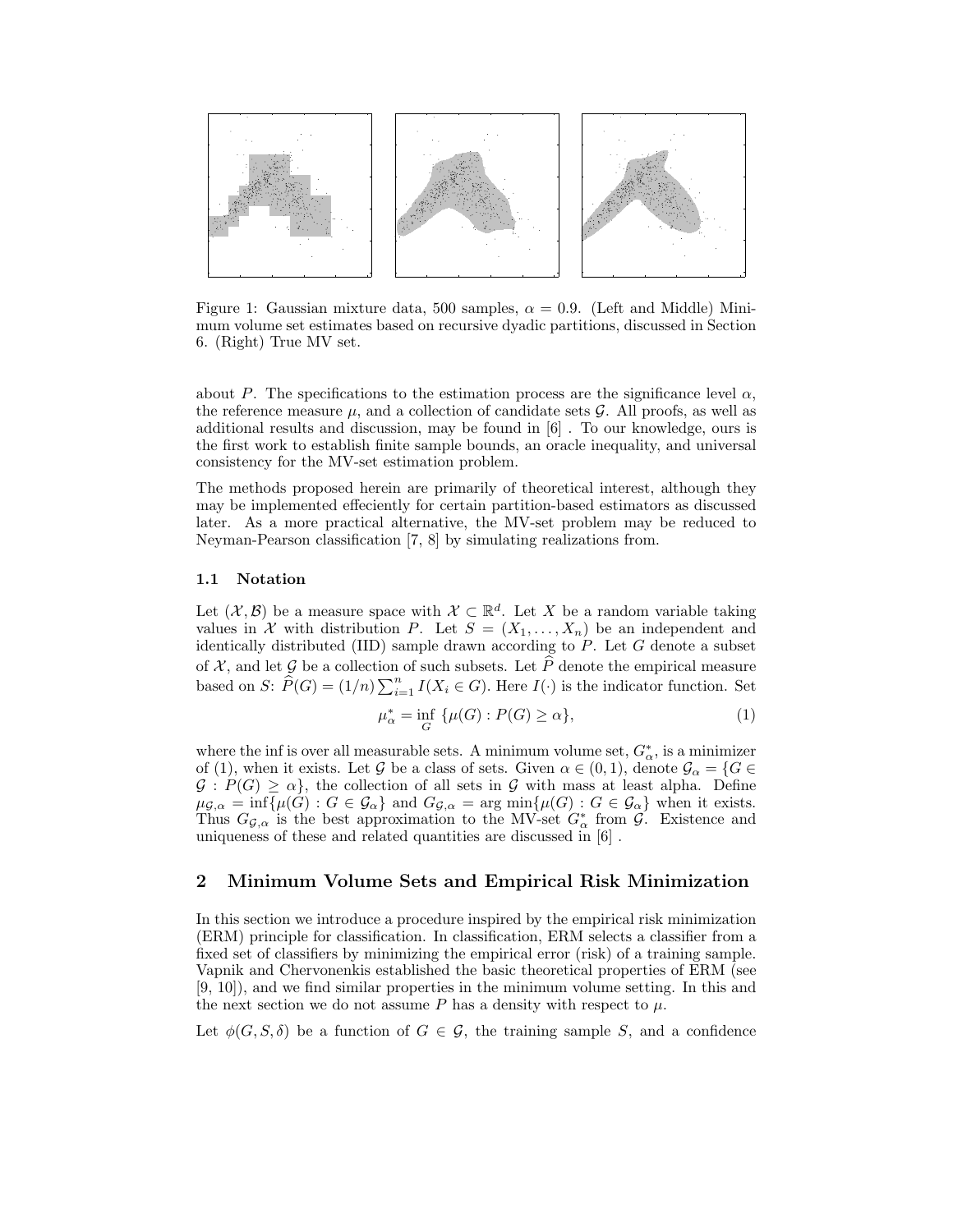Figure 1: Gaussian mixture data, 500 samples, $\alpha = 0.9$. (Left and Middle) Minimum volume set estimates based on recursive dyadic partitions, discussed in Section 6. (Right) True MV set.

about $P$. The specifications to the estimation process are the significance level $\alpha$, the reference measure $\mu$, and a collection of candidate sets $\mathcal{G}$. All proofs, as well as additional results and discussion, may be found in [6] . To our knowledge, ours is the first work to establish finite sample bounds, an oracle inequality, and universal consistency for the MV-set estimation problem.

The methods proposed herein are primarily of theoretical interest, although they may be implemented effeciently for certain partition-based estimators as discussed later. As a more practical alternative, the MV-set problem may be reduced to Neyman-Pearson classification [7, 8] by simulating realizations from.

### 1.1 Notation

Let $(\mathcal{X}, \mathcal{B})$ be a measure space with $\mathcal{X} \subset \mathbb{R}^d$. Let $X$ be a random variable taking values in $\mathcal{X}$ with distribution $P$. Let $S = (X_1, \ldots, X_n)$ be an independent and identically distributed (IID) sample drawn according to $P$. Let $G$ denote a subset of $\mathcal{X}$, and let $\mathcal{G}$ be a collection of such subsets. Let $\widehat{P}$ denote the empirical measure based on $S$: $\widehat{P}(G) = (1/n)\sum_{i=1}^{n} I(X_i \in G)$. Here $I(\cdot)$ is the indicator function. Set

$$\mu^*_\alpha = \inf_G \{\mu(G) : P(G) \geq \alpha\}, \tag{1}$$

where the inf is over all measurable sets. A minimum volume set, $G^*_\alpha$, is a minimizer of (1), when it exists. Let $\mathcal{G}$ be a class of sets. Given $\alpha \in (0, 1)$, denote $\mathcal{G}_\alpha = \{G \in \mathcal{G} : P(G) \geq \alpha\}$, the collection of all sets in $\mathcal{G}$ with mass at least alpha. Define $\mu_{\mathcal{G},\alpha} = \inf\{\mu(G) : G \in \mathcal{G}_\alpha\}$ and $G_{\mathcal{G},\alpha} = \arg\min\{\mu(G) : G \in \mathcal{G}_\alpha\}$ when it exists. Thus $G_{\mathcal{G},\alpha}$ is the best approximation to the MV-set $G^*_\alpha$ from $\mathcal{G}$. Existence and uniqueness of these and related quantities are discussed in [6] .

## 2 Minimum Volume Sets and Empirical Risk Minimization

In this section we introduce a procedure inspired by the empirical risk minimization (ERM) principle for classification. In classification, ERM selects a classifier from a fixed set of classifiers by minimizing the empirical error (risk) of a training sample. Vapnik and Chervonenkis established the basic theoretical properties of ERM (see [9, 10]), and we find similar properties in the minimum volume setting. In this and the next section we do not assume $P$ has a density with respect to $\mu$.

Let $\phi(G, S, \delta)$ be a function of $G \in \mathcal{G}$, the training sample $S$, and a confidence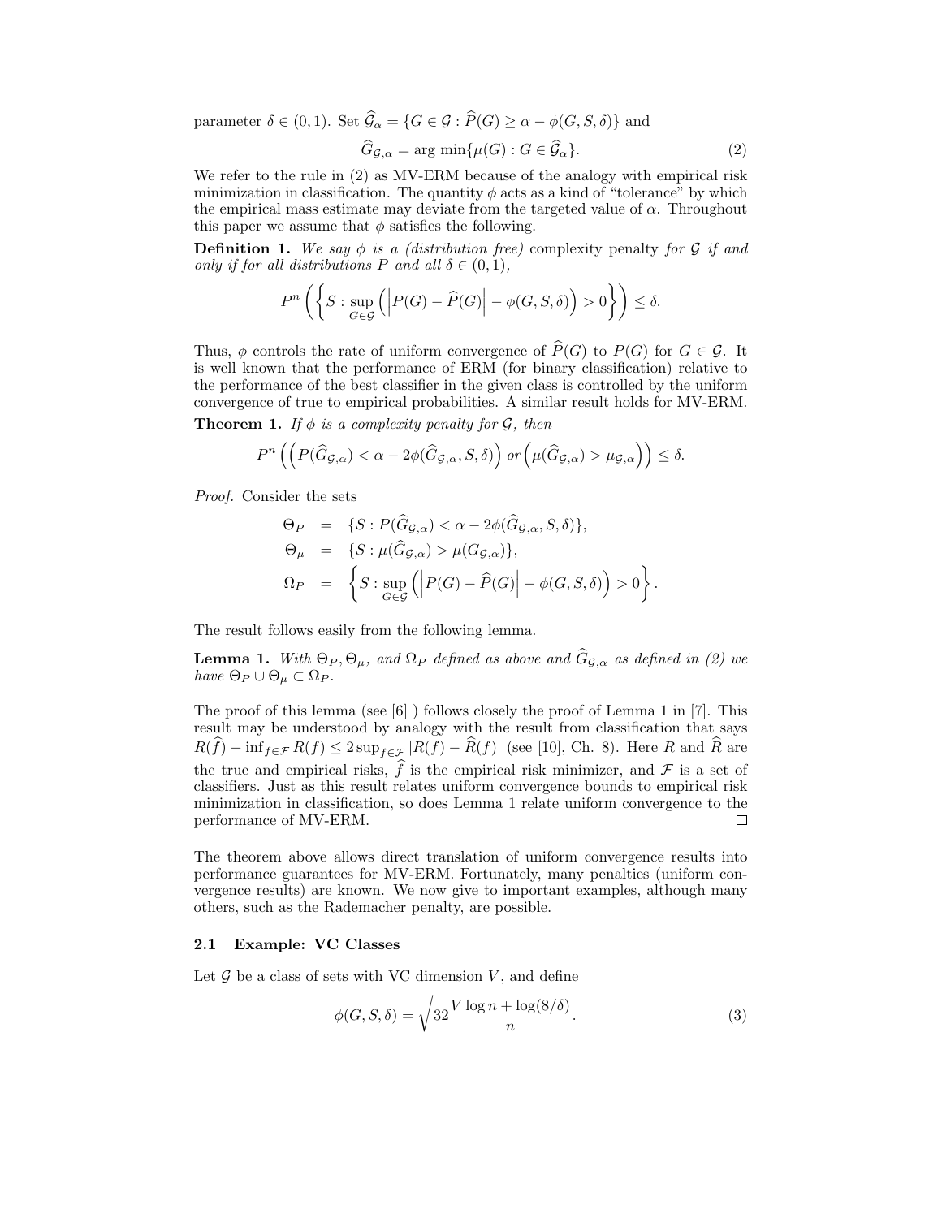parameter $\delta \in (0,1)$. Set $\widehat{\mathcal{G}}_\alpha = \{G \in \mathcal{G} : \widehat{P}(G) \geq \alpha - \phi(G, S, \delta)\}$ and

$$\widehat{G}_{\mathcal{G},\alpha} = \arg\min\{\mu(G) : G \in \widehat{\mathcal{G}}_\alpha\}. \tag{2}$$

We refer to the rule in (2) as MV-ERM because of the analogy with empirical risk minimization in classification. The quantity $\phi$ acts as a kind of "tolerance" by which the empirical mass estimate may deviate from the targeted value of $\alpha$. Throughout this paper we assume that $\phi$ satisfies the following.

**Definition 1.** *We say $\phi$ is a (distribution free)* complexity penalty *for $\mathcal{G}$ if and only if for all distributions $P$ and all $\delta \in (0,1)$,*

$$P^n\left(\left\{S : \sup_{G \in \mathcal{G}}\left(\left|P(G) - \widehat{P}(G)\right| - \phi(G, S, \delta)\right) > 0\right\}\right) \leq \delta.$$

Thus, $\phi$ controls the rate of uniform convergence of $\widehat{P}(G)$ to $P(G)$ for $G \in \mathcal{G}$. It is well known that the performance of ERM (for binary classification) relative to the performance of the best classifier in the given class is controlled by the uniform convergence of true to empirical probabilities. A similar result holds for MV-ERM.

**Theorem 1.** *If $\phi$ is a complexity penalty for $\mathcal{G}$, then*

$$P^n\left(\left(P(\widehat{G}_{\mathcal{G},\alpha}) < \alpha - 2\phi(\widehat{G}_{\mathcal{G},\alpha}, S, \delta)\right) \text{ or } \left(\mu(\widehat{G}_{\mathcal{G},\alpha}) > \mu_{\mathcal{G},\alpha}\right)\right) \leq \delta.$$

*Proof.* Consider the sets

$$\begin{aligned}
\Theta_P &= \{S : P(\widehat{G}_{\mathcal{G},\alpha}) < \alpha - 2\phi(\widehat{G}_{\mathcal{G},\alpha}, S, \delta)\}, \\
\Theta_\mu &= \{S : \mu(\widehat{G}_{\mathcal{G},\alpha}) > \mu(G_{\mathcal{G},\alpha})\}, \\
\Omega_P &= \left\{S : \sup_{G \in \mathcal{G}}\left(\left|P(G) - \widehat{P}(G)\right| - \phi(G, S, \delta)\right) > 0\right\}.
\end{aligned}$$

The result follows easily from the following lemma.

**Lemma 1.** *With $\Theta_P, \Theta_\mu$, and $\Omega_P$ defined as above and $\widehat{G}_{\mathcal{G},\alpha}$ as defined in (2) we have $\Theta_P \cup \Theta_\mu \subset \Omega_P$.*

The proof of this lemma (see [6] ) follows closely the proof of Lemma 1 in [7]. This result may be understood by analogy with the result from classification that says $R(\widehat{f}) - \inf_{f \in \mathcal{F}} R(f) \leq 2 \sup_{f \in \mathcal{F}} |R(f) - \widehat{R}(f)|$ (see [10], Ch. 8). Here $R$ and $\widehat{R}$ are the true and empirical risks, $\widehat{f}$ is the empirical risk minimizer, and $\mathcal{F}$ is a set of classifiers. Just as this result relates uniform convergence bounds to empirical risk minimization in classification, so does Lemma 1 relate uniform convergence to the performance of MV-ERM. $\square$

The theorem above allows direct translation of uniform convergence results into performance guarantees for MV-ERM. Fortunately, many penalties (uniform convergence results) are known. We now give to important examples, although many others, such as the Rademacher penalty, are possible.

### 2.1 Example: VC Classes

Let $\mathcal{G}$ be a class of sets with VC dimension $V$, and define

$$\phi(G, S, \delta) = \sqrt{32 \frac{V \log n + \log(8/\delta)}{n}}. \tag{3}$$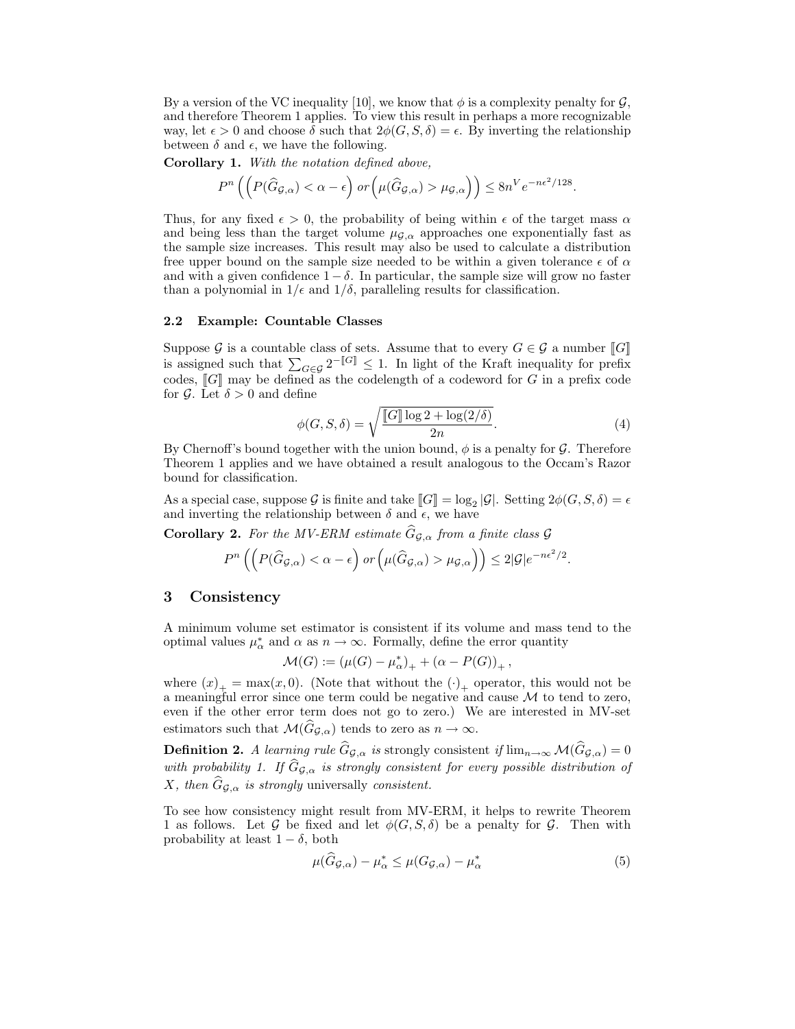By a version of the VC inequality [10], we know that $\phi$ is a complexity penalty for $\mathcal{G}$, and therefore Theorem 1 applies. To view this result in perhaps a more recognizable way, let $\epsilon > 0$ and choose $\delta$ such that $2\phi(G, S, \delta) = \epsilon$. By inverting the relationship between $\delta$ and $\epsilon$, we have the following.

**Corollary 1.** *With the notation defined above,*

$$P^n\left(\left(P(\widehat{G}_{\mathcal{G},\alpha}) < \alpha - \epsilon\right) \text{ or} \left(\mu(\widehat{G}_{\mathcal{G},\alpha}) > \mu_{\mathcal{G},\alpha}\right)\right) \leq 8n^V e^{-n\epsilon^2/128}.$$

Thus, for any fixed $\epsilon > 0$, the probability of being within $\epsilon$ of the target mass $\alpha$ and being less than the target volume $\mu_{\mathcal{G},\alpha}$ approaches one exponentially fast as the sample size increases. This result may also be used to calculate a distribution free upper bound on the sample size needed to be within a given tolerance $\epsilon$ of $\alpha$ and with a given confidence $1-\delta$. In particular, the sample size will grow no faster than a polynomial in $1/\epsilon$ and $1/\delta$, paralleling results for classification.

### 2.2 Example: Countable Classes

Suppose $\mathcal{G}$ is a countable class of sets. Assume that to every $G \in \mathcal{G}$ a number $[\![G]\!]$ is assigned such that $\sum_{G \in \mathcal{G}} 2^{-[\![G]\!]} \leq 1$. In light of the Kraft inequality for prefix codes, $[\![G]\!]$ may be defined as the codelength of a codeword for $G$ in a prefix code for $\mathcal{G}$. Let $\delta > 0$ and define

$$\phi(G, S, \delta) = \sqrt{\frac{[\![G]\!] \log 2 + \log(2/\delta)}{2n}}. \tag{4}$$

By Chernoff's bound together with the union bound, $\phi$ is a penalty for $\mathcal{G}$. Therefore Theorem 1 applies and we have obtained a result analogous to the Occam's Razor bound for classification.

As a special case, suppose $\mathcal{G}$ is finite and take $[\![G]\!] = \log_2 |\mathcal{G}|$. Setting $2\phi(G, S, \delta) = \epsilon$ and inverting the relationship between $\delta$ and $\epsilon$, we have

**Corollary 2.** *For the MV-ERM estimate $\widehat{G}_{\mathcal{G},\alpha}$ from a finite class $\mathcal{G}$*

$$P^n\left(\left(P(\widehat{G}_{\mathcal{G},\alpha}) < \alpha - \epsilon\right) \text{ or} \left(\mu(\widehat{G}_{\mathcal{G},\alpha}) > \mu_{\mathcal{G},\alpha}\right)\right) \leq 2|\mathcal{G}|e^{-n\epsilon^2/2}.$$

## 3 Consistency

A minimum volume set estimator is consistent if its volume and mass tend to the optimal values $\mu_\alpha^*$ and $\alpha$ as $n \to \infty$. Formally, define the error quantity

$$\mathcal{M}(G) := (\mu(G) - \mu_\alpha^*)_+ + (\alpha - P(G))_+ \,,$$

where $(x)_+ = \max(x, 0)$. (Note that without the $(\cdot)_+$ operator, this would not be a meaningful error since one term could be negative and cause $\mathcal{M}$ to tend to zero, even if the other error term does not go to zero.) We are interested in MV-set estimators such that $\mathcal{M}(\widehat{G}_{\mathcal{G},\alpha})$ tends to zero as $n \to \infty$.

**Definition 2.** *A learning rule $\widehat{G}_{\mathcal{G},\alpha}$ is* strongly consistent *if $\lim_{n\to\infty} \mathcal{M}(\widehat{G}_{\mathcal{G},\alpha}) = 0$ with probability 1. If $\widehat{G}_{\mathcal{G},\alpha}$ is strongly consistent for every possible distribution of $X$, then $\widehat{G}_{\mathcal{G},\alpha}$ is strongly* universally *consistent.*

To see how consistency might result from MV-ERM, it helps to rewrite Theorem 1 as follows. Let $\mathcal{G}$ be fixed and let $\phi(G, S, \delta)$ be a penalty for $\mathcal{G}$. Then with probability at least $1 - \delta$, both

$$\mu(\widehat{G}_{\mathcal{G},\alpha}) - \mu_\alpha^* \leq \mu(G_{\mathcal{G},\alpha}) - \mu_\alpha^* \tag{5}$$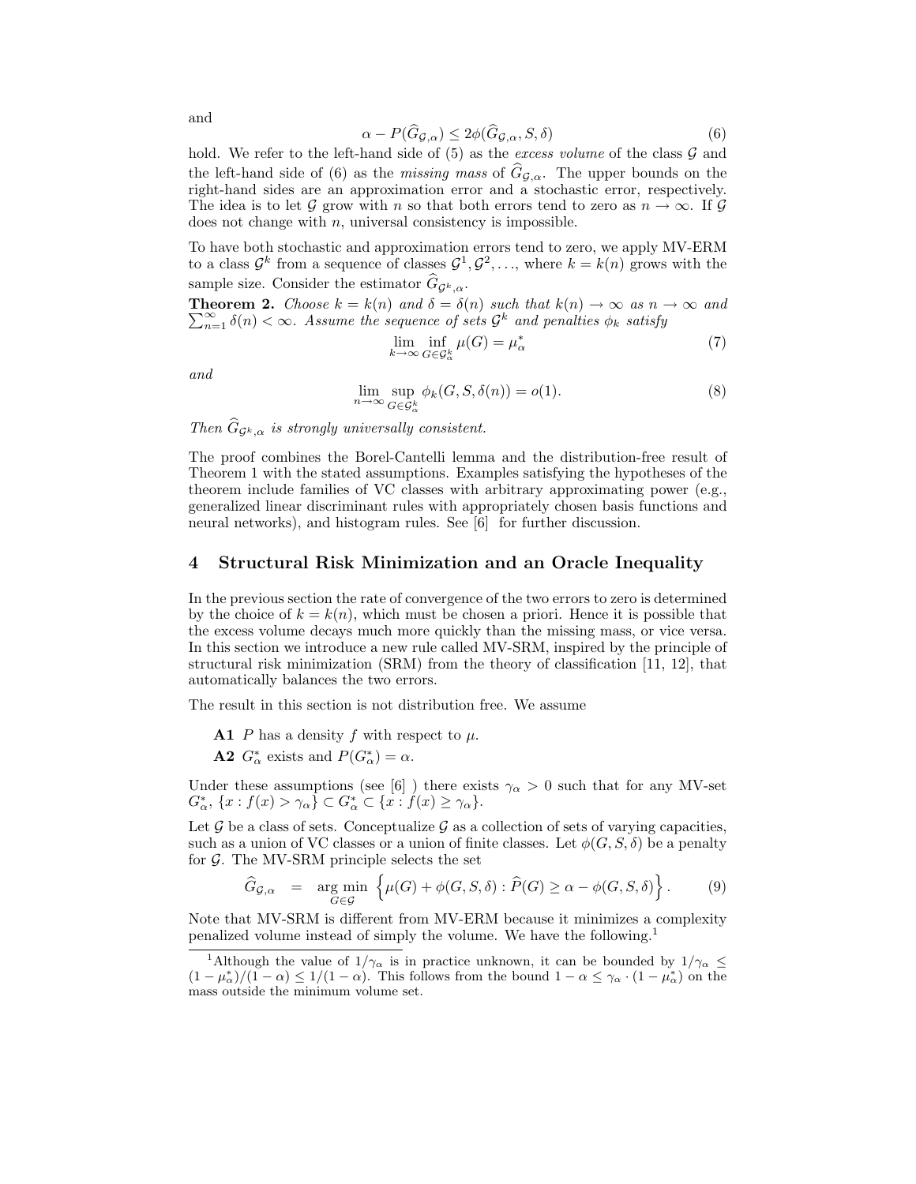and

$$\alpha - P(\widehat{G}_{\mathcal{G},\alpha}) \leq 2\phi(\widehat{G}_{\mathcal{G},\alpha}, S, \delta) \tag{6}$$

hold. We refer to the left-hand side of (5) as the *excess volume* of the class $\mathcal{G}$ and the left-hand side of (6) as the *missing mass* of $\widehat{G}_{\mathcal{G},\alpha}$. The upper bounds on the right-hand sides are an approximation error and a stochastic error, respectively. The idea is to let $\mathcal{G}$ grow with $n$ so that both errors tend to zero as $n \to \infty$. If $\mathcal{G}$ does not change with $n$, universal consistency is impossible.

To have both stochastic and approximation errors tend to zero, we apply MV-ERM to a class $\mathcal{G}^k$ from a sequence of classes $\mathcal{G}^1, \mathcal{G}^2, \ldots$, where $k = k(n)$ grows with the sample size. Consider the estimator $\widehat{G}_{\mathcal{G}^k,\alpha}$.

**Theorem 2.** *Choose $k = k(n)$ and $\delta = \delta(n)$ such that $k(n) \to \infty$ as $n \to \infty$ and $\sum_{n=1}^{\infty} \delta(n) < \infty$. Assume the sequence of sets $\mathcal{G}^k$ and penalties $\phi_k$ satisfy*

$$\lim_{k \to \infty} \inf_{G \in \mathcal{G}^k_\alpha} \mu(G) = \mu^*_\alpha \tag{7}$$

*and*

$$\lim_{n \to \infty} \sup_{G \in \mathcal{G}^k_\alpha} \phi_k(G, S, \delta(n)) = o(1). \tag{8}$$

*Then $\widehat{G}_{\mathcal{G}^k,\alpha}$ is strongly universally consistent.*

The proof combines the Borel-Cantelli lemma and the distribution-free result of Theorem 1 with the stated assumptions. Examples satisfying the hypotheses of the theorem include families of VC classes with arbitrary approximating power (e.g., generalized linear discriminant rules with appropriately chosen basis functions and neural networks), and histogram rules. See [6] for further discussion.

## 4 Structural Risk Minimization and an Oracle Inequality

In the previous section the rate of convergence of the two errors to zero is determined by the choice of $k = k(n)$, which must be chosen a priori. Hence it is possible that the excess volume decays much more quickly than the missing mass, or vice versa. In this section we introduce a new rule called MV-SRM, inspired by the principle of structural risk minimization (SRM) from the theory of classification [11, 12], that automatically balances the two errors.

The result in this section is not distribution free. We assume

- **A1** $P$ has a density $f$ with respect to $\mu$.
- **A2** $G^*_\alpha$ exists and $P(G^*_\alpha) = \alpha$.

Under these assumptions (see [6] ) there exists $\gamma_\alpha > 0$ such that for any MV-set $G^*_\alpha$, $\{x : f(x) > \gamma_\alpha\} \subset G^*_\alpha \subset \{x : f(x) \geq \gamma_\alpha\}$.

Let $\mathcal{G}$ be a class of sets. Conceptualize $\mathcal{G}$ as a collection of sets of varying capacities, such as a union of VC classes or a union of finite classes. Let $\phi(G, S, \delta)$ be a penalty for $\mathcal{G}$. The MV-SRM principle selects the set

$$\widehat{G}_{\mathcal{G},\alpha} \quad = \quad \arg\min_{G \in \mathcal{G}} \left\{ \mu(G) + \phi(G, S, \delta) : \widehat{P}(G) \geq \alpha - \phi(G, S, \delta) \right\}. \tag{9}$$

Note that MV-SRM is different from MV-ERM because it minimizes a complexity penalized volume instead of simply the volume. We have the following.[1]

[1] Although the value of $1/\gamma_\alpha$ is in practice unknown, it can be bounded by $1/\gamma_\alpha \leq (1 - \mu^*_\alpha)/(1 - \alpha) \leq 1/(1 - \alpha)$. This follows from the bound $1 - \alpha \leq \gamma_\alpha \cdot (1 - \mu^*_\alpha)$ on the mass outside the minimum volume set.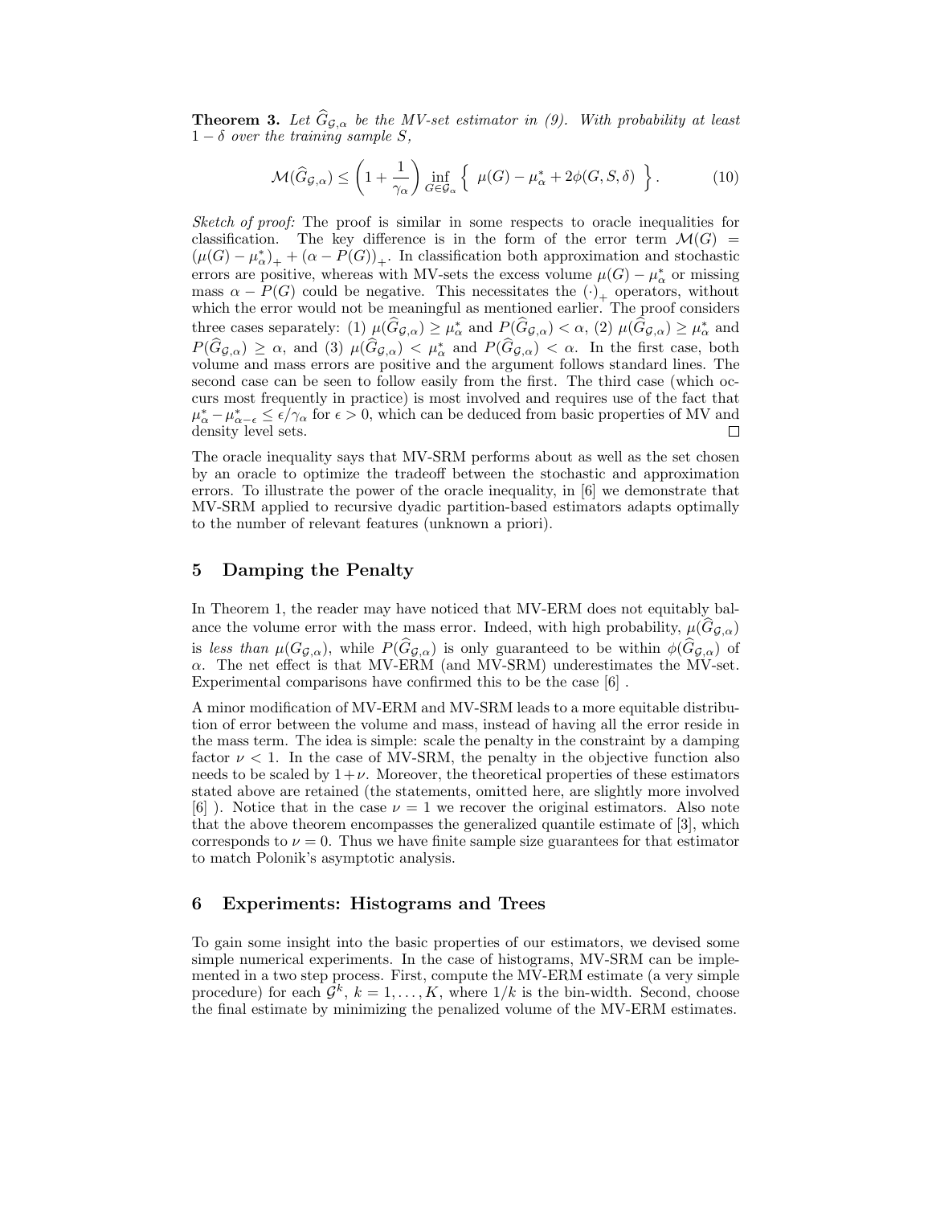**Theorem 3.** *Let $\widehat{G}_{\mathcal{G},\alpha}$ be the MV-set estimator in (9). With probability at least $1-\delta$ over the training sample $S$,*

$$\mathcal{M}(\widehat{G}_{\mathcal{G},\alpha}) \leq \left(1 + \frac{1}{\gamma_\alpha}\right) \inf_{G \in \mathcal{G}_\alpha} \left\{ \ \mu(G) - \mu^*_\alpha + 2\phi(G, S, \delta) \ \right\}. \tag{10}$$

*Sketch of proof:* The proof is similar in some respects to oracle inequalities for classification. The key difference is in the form of the error term $\mathcal{M}(G) = (\mu(G) - \mu^*_\alpha)_+ + (\alpha - P(G))_+$. In classification both approximation and stochastic errors are positive, whereas with MV-sets the excess volume $\mu(G) - \mu^*_\alpha$ or missing mass $\alpha - P(G)$ could be negative. This necessitates the $(\cdot)_+$ operators, without which the error would not be meaningful as mentioned earlier. The proof considers three cases separately: (1) $\mu(\widehat{G}_{\mathcal{G},\alpha}) \geq \mu^*_\alpha$ and $P(\widehat{G}_{\mathcal{G},\alpha}) < \alpha$, (2) $\mu(\widehat{G}_{\mathcal{G},\alpha}) \geq \mu^*_\alpha$ and $P(\widehat{G}_{\mathcal{G},\alpha}) \geq \alpha$, and (3) $\mu(\widehat{G}_{\mathcal{G},\alpha}) < \mu^*_\alpha$ and $P(\widehat{G}_{\mathcal{G},\alpha}) < \alpha$. In the first case, both volume and mass errors are positive and the argument follows standard lines. The second case can be seen to follow easily from the first. The third case (which occurs most frequently in practice) is most involved and requires use of the fact that $\mu^*_\alpha - \mu^*_{\alpha-\epsilon} \leq \epsilon/\gamma_\alpha$ for $\epsilon > 0$, which can be deduced from basic properties of MV and density level sets. □

The oracle inequality says that MV-SRM performs about as well as the set chosen by an oracle to optimize the tradeoff between the stochastic and approximation errors. To illustrate the power of the oracle inequality, in [6] we demonstrate that MV-SRM applied to recursive dyadic partition-based estimators adapts optimally to the number of relevant features (unknown a priori).

## 5 Damping the Penalty

In Theorem 1, the reader may have noticed that MV-ERM does not equitably balance the volume error with the mass error. Indeed, with high probability, $\mu(\widehat{G}_{\mathcal{G},\alpha})$ is *less than* $\mu(G_{\mathcal{G},\alpha})$, while $P(\widehat{G}_{\mathcal{G},\alpha})$ is only guaranteed to be within $\phi(\widehat{G}_{\mathcal{G},\alpha})$ of $\alpha$. The net effect is that MV-ERM (and MV-SRM) underestimates the MV-set. Experimental comparisons have confirmed this to be the case [6] .

A minor modification of MV-ERM and MV-SRM leads to a more equitable distribution of error between the volume and mass, instead of having all the error reside in the mass term. The idea is simple: scale the penalty in the constraint by a damping factor $\nu < 1$. In the case of MV-SRM, the penalty in the objective function also needs to be scaled by $1+\nu$. Moreover, the theoretical properties of these estimators stated above are retained (the statements, omitted here, are slightly more involved [6] ). Notice that in the case $\nu = 1$ we recover the original estimators. Also note that the above theorem encompasses the generalized quantile estimate of [3], which corresponds to $\nu = 0$. Thus we have finite sample size guarantees for that estimator to match Polonik's asymptotic analysis.

## 6 Experiments: Histograms and Trees

To gain some insight into the basic properties of our estimators, we devised some simple numerical experiments. In the case of histograms, MV-SRM can be implemented in a two step process. First, compute the MV-ERM estimate (a very simple procedure) for each $\mathcal{G}^k$, $k = 1, \ldots, K$, where $1/k$ is the bin-width. Second, choose the final estimate by minimizing the penalized volume of the MV-ERM estimates.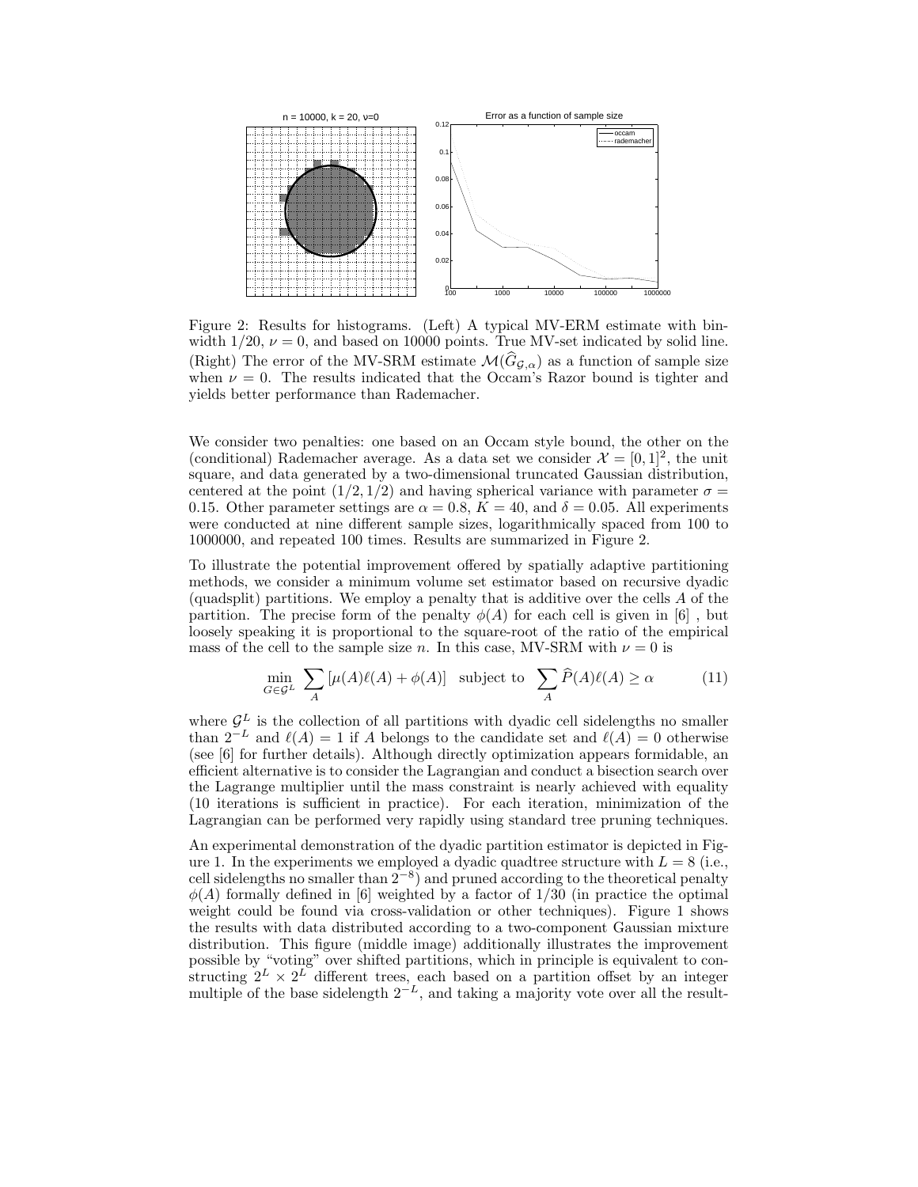Figure 2: Results for histograms. (Left) A typical MV-ERM estimate with binwidth $1/20$, $\nu = 0$, and based on 10000 points. True MV-set indicated by solid line. (Right) The error of the MV-SRM estimate $\mathcal{M}(\widehat{G}_{\mathcal{G},\alpha})$ as a function of sample size when $\nu = 0$. The results indicated that the Occam's Razor bound is tighter and yields better performance than Rademacher.

We consider two penalties: one based on an Occam style bound, the other on the (conditional) Rademacher average. As a data set we consider $\mathcal{X} = [0,1]^2$, the unit square, and data generated by a two-dimensional truncated Gaussian distribution, centered at the point $(1/2, 1/2)$ and having spherical variance with parameter $\sigma = 0.15$. Other parameter settings are $\alpha = 0.8$, $K = 40$, and $\delta = 0.05$. All experiments were conducted at nine different sample sizes, logarithmically spaced from 100 to 1000000, and repeated 100 times. Results are summarized in Figure 2.

To illustrate the potential improvement offered by spatially adaptive partitioning methods, we consider a minimum volume set estimator based on recursive dyadic (quadsplit) partitions. We employ a penalty that is additive over the cells $A$ of the partition. The precise form of the penalty $\phi(A)$ for each cell is given in [6] , but loosely speaking it is proportional to the square-root of the ratio of the empirical mass of the cell to the sample size $n$. In this case, MV-SRM with $\nu = 0$ is

$$\min_{G \in \mathcal{G}^L} \sum_A \left[\mu(A)\ell(A) + \phi(A)\right] \quad \text{subject to} \quad \sum_A \widehat{P}(A)\ell(A) \geq \alpha \tag{11}$$

where $\mathcal{G}^L$ is the collection of all partitions with dyadic cell sidelengths no smaller than $2^{-L}$ and $\ell(A) = 1$ if $A$ belongs to the candidate set and $\ell(A) = 0$ otherwise (see [6] for further details). Although directly optimization appears formidable, an efficient alternative is to consider the Lagrangian and conduct a bisection search over the Lagrange multiplier until the mass constraint is nearly achieved with equality (10 iterations is sufficient in practice). For each iteration, minimization of the Lagrangian can be performed very rapidly using standard tree pruning techniques.

An experimental demonstration of the dyadic partition estimator is depicted in Figure 1. In the experiments we employed a dyadic quadtree structure with $L = 8$ (i.e., cell sidelengths no smaller than $2^{-8}$) and pruned according to the theoretical penalty $\phi(A)$ formally defined in [6] weighted by a factor of $1/30$ (in practice the optimal weight could be found via cross-validation or other techniques). Figure 1 shows the results with data distributed according to a two-component Gaussian mixture distribution. This figure (middle image) additionally illustrates the improvement possible by "voting" over shifted partitions, which in principle is equivalent to constructing $2^L \times 2^L$ different trees, each based on a partition offset by an integer multiple of the base sidelength $2^{-L}$, and taking a majority vote over all the result-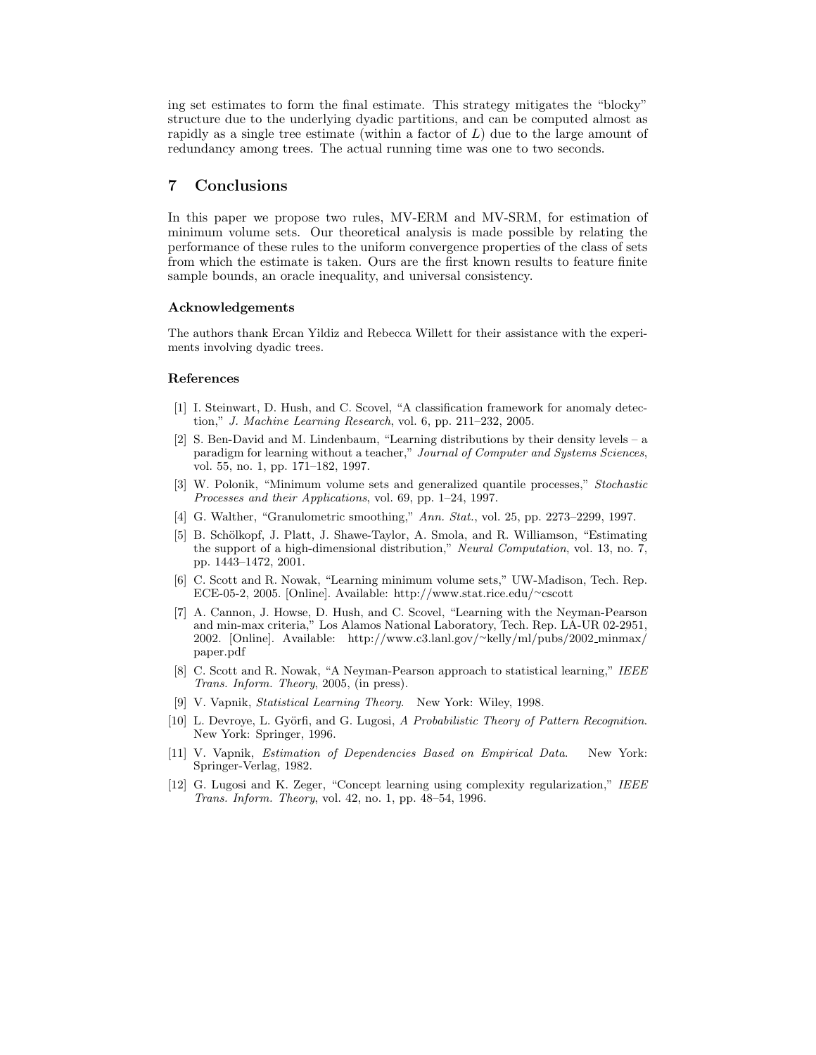ing set estimates to form the final estimate. This strategy mitigates the "blocky" structure due to the underlying dyadic partitions, and can be computed almost as rapidly as a single tree estimate (within a factor of $L$) due to the large amount of redundancy among trees. The actual running time was one to two seconds.

## 7 Conclusions

In this paper we propose two rules, MV-ERM and MV-SRM, for estimation of minimum volume sets. Our theoretical analysis is made possible by relating the performance of these rules to the uniform convergence properties of the class of sets from which the estimate is taken. Ours are the first known results to feature finite sample bounds, an oracle inequality, and universal consistency.

### Acknowledgements

The authors thank Ercan Yildiz and Rebecca Willett for their assistance with the experiments involving dyadic trees.

### References

[1] I. Steinwart, D. Hush, and C. Scovel, "A classification framework for anomaly detection," *J. Machine Learning Research*, vol. 6, pp. 211–232, 2005.

[2] S. Ben-David and M. Lindenbaum, "Learning distributions by their density levels – a paradigm for learning without a teacher," *Journal of Computer and Systems Sciences*, vol. 55, no. 1, pp. 171–182, 1997.

[3] W. Polonik, "Minimum volume sets and generalized quantile processes," *Stochastic Processes and their Applications*, vol. 69, pp. 1–24, 1997.

[4] G. Walther, "Granulometric smoothing," *Ann. Stat.*, vol. 25, pp. 2273–2299, 1997.

[5] B. Schölkopf, J. Platt, J. Shawe-Taylor, A. Smola, and R. Williamson, "Estimating the support of a high-dimensional distribution," *Neural Computation*, vol. 13, no. 7, pp. 1443–1472, 2001.

[6] C. Scott and R. Nowak, "Learning minimum volume sets," UW-Madison, Tech. Rep. ECE-05-2, 2005. [Online]. Available: http://www.stat.rice.edu/~cscott

[7] A. Cannon, J. Howse, D. Hush, and C. Scovel, "Learning with the Neyman-Pearson and min-max criteria," Los Alamos National Laboratory, Tech. Rep. LA-UR 02-2951, 2002. [Online]. Available: http://www.c3.lanl.gov/~kelly/ml/pubs/2002_minmax/paper.pdf

[8] C. Scott and R. Nowak, "A Neyman-Pearson approach to statistical learning," *IEEE Trans. Inform. Theory*, 2005, (in press).

[9] V. Vapnik, *Statistical Learning Theory*. New York: Wiley, 1998.

[10] L. Devroye, L. Györfi, and G. Lugosi, *A Probabilistic Theory of Pattern Recognition*. New York: Springer, 1996.

[11] V. Vapnik, *Estimation of Dependencies Based on Empirical Data*. New York: Springer-Verlag, 1982.

[12] G. Lugosi and K. Zeger, "Concept learning using complexity regularization," *IEEE Trans. Inform. Theory*, vol. 42, no. 1, pp. 48–54, 1996.